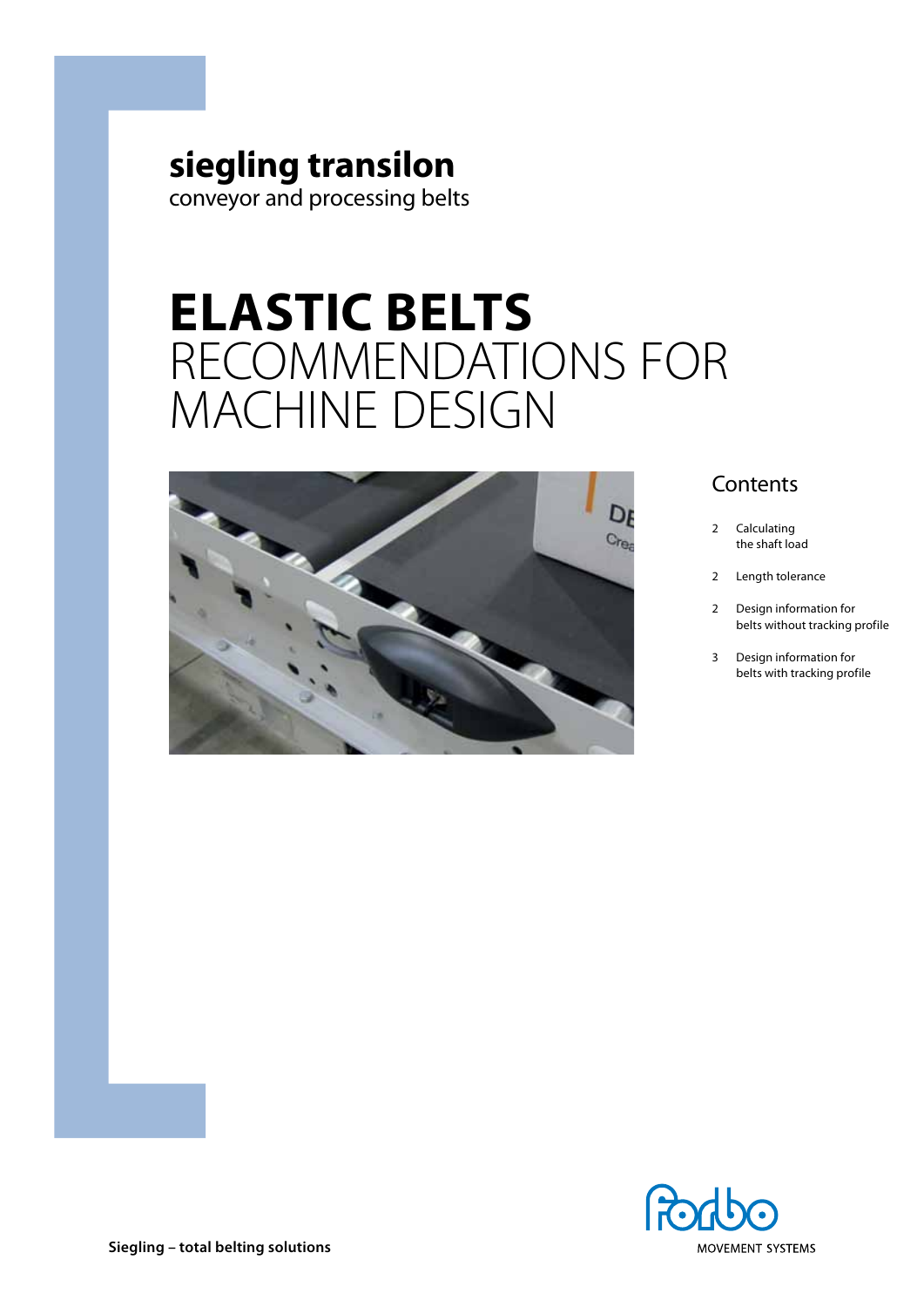**siegling transilon**
conveyor and processing belts

# ELASTIC BELTS
# RECOMMENDATIONS FOR MACHINE DESIGN

## Contents

2 Calculating the shaft load

2 Length tolerance

2 Design information for belts without tracking profile

3 Design information for belts with tracking profile

**Siegling – total belting solutions**

MOVEMENT SYSTEMS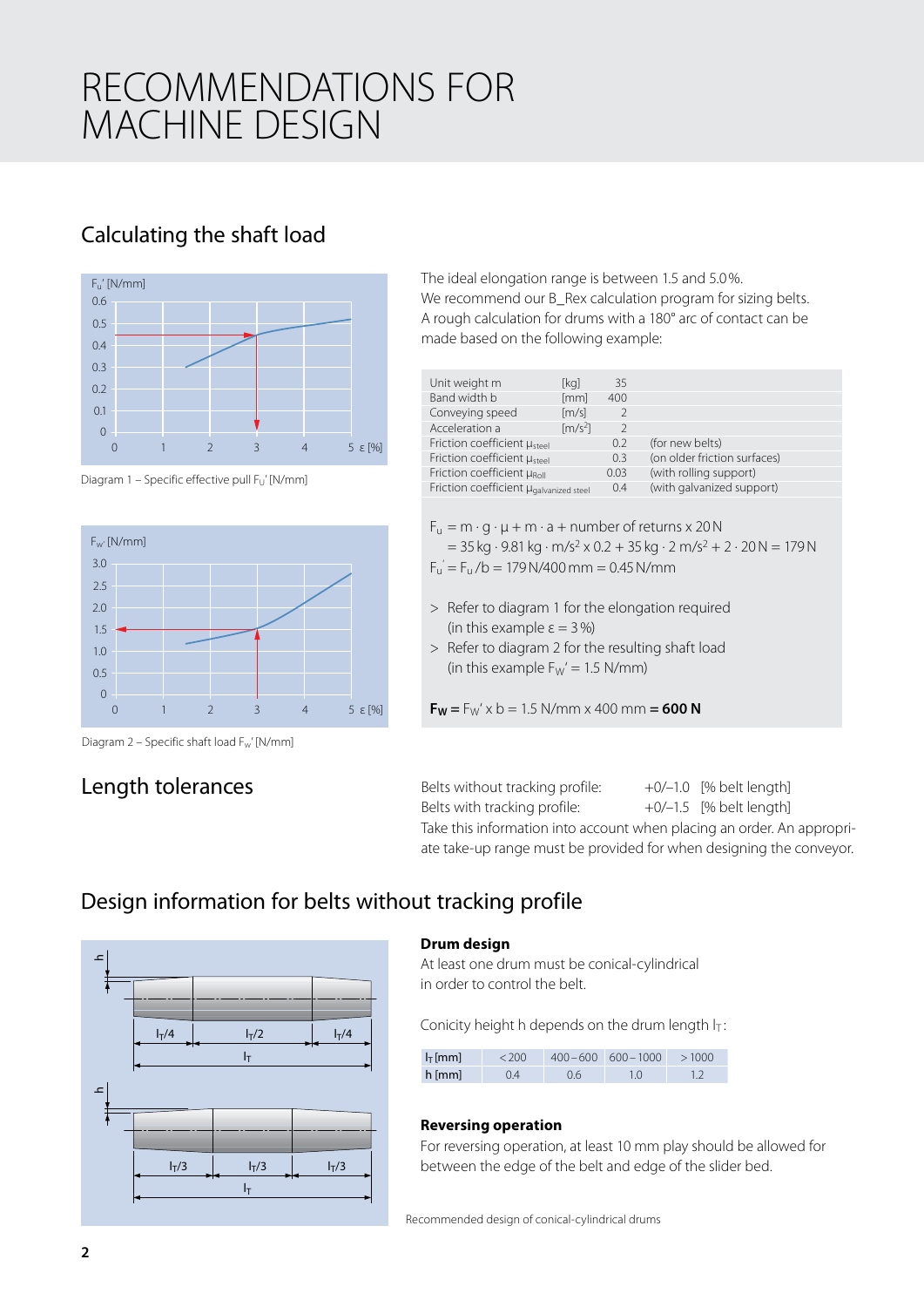# RECOMMENDATIONS FOR MACHINE DESIGN

## Calculating the shaft load

Diagram 1 – Specific effective pull $F_U'$ [N/mm]

Diagram 2 – Specific shaft load $F_w'$ [N/mm]

The ideal elongation range is between 1.5 and 5.0%.
We recommend our B_Rex calculation program for sizing belts.
A rough calculation for drums with a 180° arc of contact can be made based on the following example:

| | | | |
|---|---|---|---|
| Unit weight m | [kg] | 35 | |
| Band width b | [mm] | 400 | |
| Conveying speed | [m/s] | 2 | |
| Acceleration a | [m/s²] | 2 | |
| Friction coefficient $\mu_{steel}$ | | 0.2 | (for new belts) |
| Friction coefficient $\mu_{steel}$ | | 0.3 | (on older friction surfaces) |
| Friction coefficient $\mu_{Roll}$ | | 0.03 | (with rolling support) |
| Friction coefficient $\mu_{galvanized\ steel}$ | | 0.4 | (with galvanized support) |

$F_u = m \cdot g \cdot \mu + m \cdot a +$ number of returns x 20 N
$= 35\,kg \cdot 9.81\,kg \cdot m/s^2 \times 0.2 + 35\,kg \cdot 2\,m/s^2 + 2 \cdot 20\,N = 179\,N$
$F_u' = F_u / b = 179\,N/400\,mm = 0.45\,N/mm$

> Refer to diagram 1 for the elongation required (in this example $\varepsilon = 3\,\%$)
> Refer to diagram 2 for the resulting shaft load (in this example $F_W' = 1.5$ N/mm)

**$F_W$ =** $F_W'$ x b = 1.5 N/mm x 400 mm **= 600 N**

## Length tolerances

Belts without tracking profile: +0/–1.0 [% belt length]
Belts with tracking profile: +0/–1.5 [% belt length]
Take this information into account when placing an order. An appropriate take-up range must be provided for when designing the conveyor.

## Design information for belts without tracking profile

**Drum design**
At least one drum must be conical-cylindrical in order to control the belt.

Conicity height h depends on the drum length $l_T$:

| $l_T$ [mm] | < 200 | 400 – 600 | 600 – 1000 | > 1000 |
|---|---|---|---|---|
| h [mm] | 0.4 | 0.6 | 1.0 | 1.2 |

**Reversing operation**
For reversing operation, at least 10 mm play should be allowed for between the edge of the belt and edge of the slider bed.

Recommended design of conical-cylindrical drums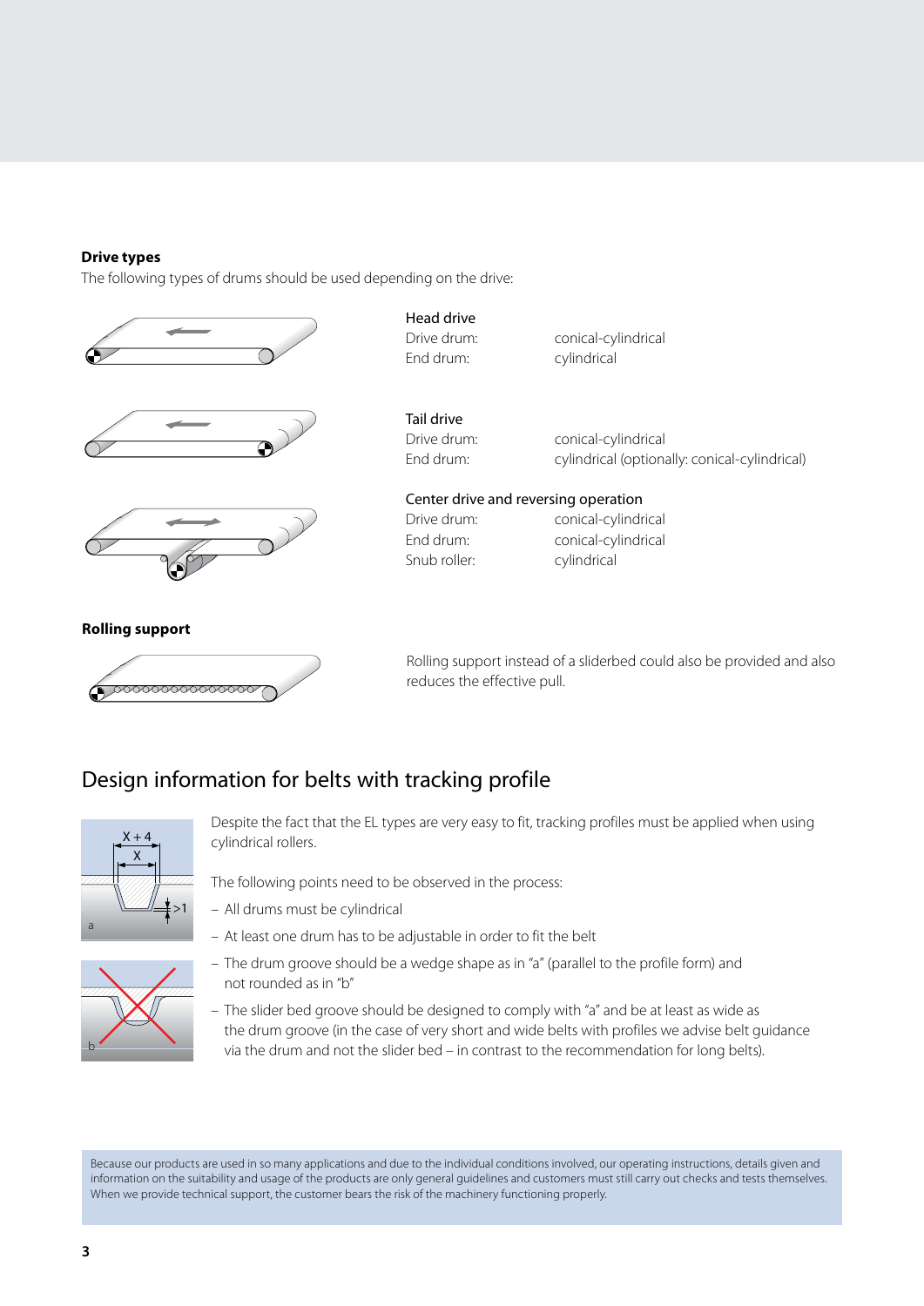**Drive types**

The following types of drums should be used depending on the drive:

**Head drive**

| | |
|---|---|
| Drive drum: | conical-cylindrical |
| End drum: | cylindrical |

**Tail drive**

| | |
|---|---|
| Drive drum: | conical-cylindrical |
| End drum: | cylindrical (optionally: conical-cylindrical) |

**Center drive and reversing operation**

| | |
|---|---|
| Drive drum: | conical-cylindrical |
| End drum: | conical-cylindrical |
| Snub roller: | cylindrical |

**Rolling support**

Rolling support instead of a sliderbed could also be provided and also reduces the effective pull.

## Design information for belts with tracking profile

Despite the fact that the EL types are very easy to fit, tracking profiles must be applied when using cylindrical rollers.

The following points need to be observed in the process:

- All drums must be cylindrical
- At least one drum has to be adjustable in order to fit the belt
- The drum groove should be a wedge shape as in "a" (parallel to the profile form) and not rounded as in "b"
- The slider bed groove should be designed to comply with "a" and be at least as wide as the drum groove (in the case of very short and wide belts with profiles we advise belt guidance via the drum and not the slider bed – in contrast to the recommendation for long belts).

Because our products are used in so many applications and due to the individual conditions involved, our operating instructions, details given and information on the suitability and usage of the products are only general guidelines and customers must still carry out checks and tests themselves. When we provide technical support, the customer bears the risk of the machinery functioning properly.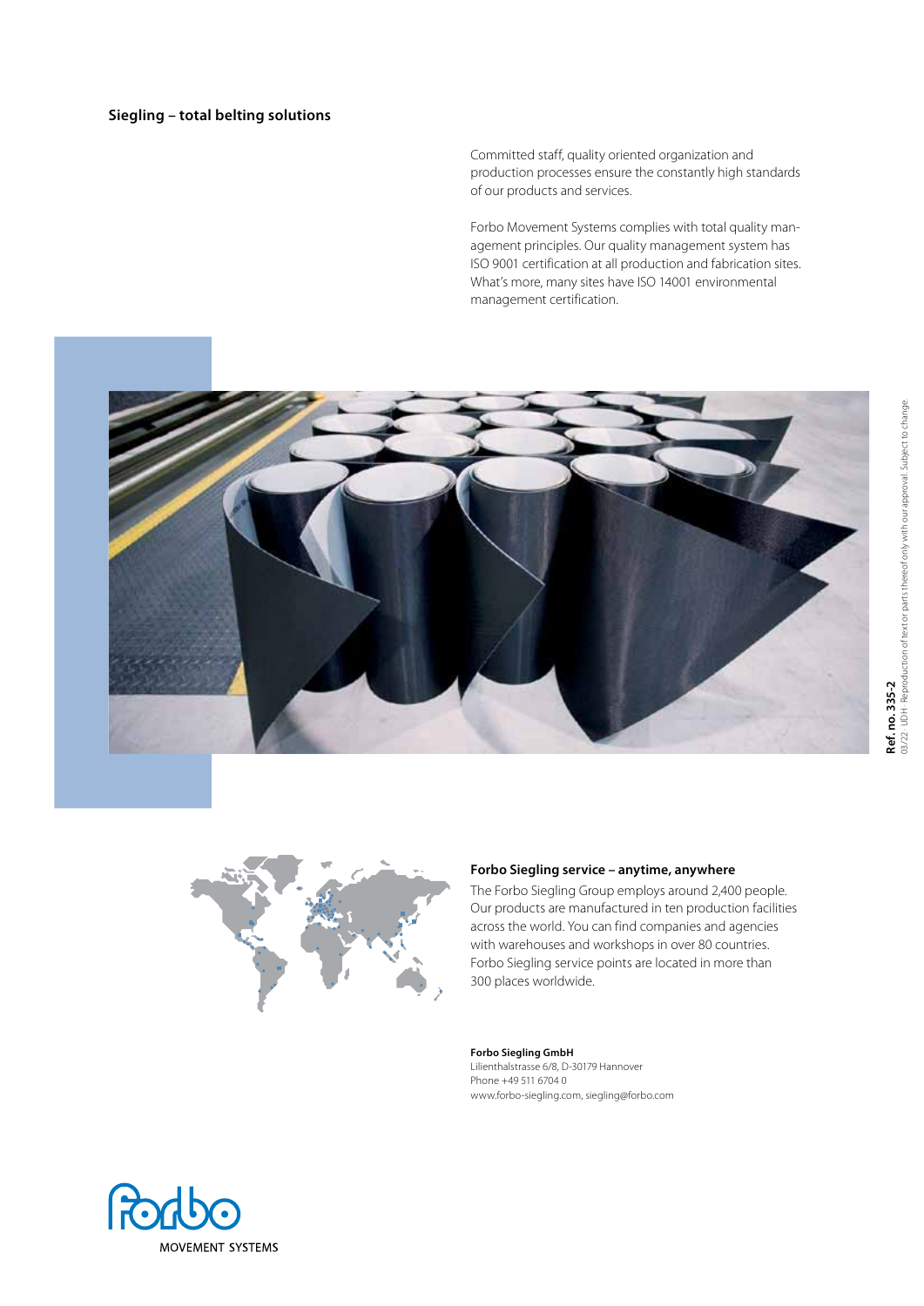## Siegling – total belting solutions

Committed staff, quality oriented organization and production processes ensure the constantly high standards of our products and services.

Forbo Movement Systems complies with total quality management principles. Our quality management system has ISO 9001 certification at all production and fabrication sites. What's more, many sites have ISO 14001 environmental management certification.

### Forbo Siegling service – anytime, anywhere

The Forbo Siegling Group employs around 2,400 people. Our products are manufactured in ten production facilities across the world. You can find companies and agencies with warehouses and workshops in over 80 countries. Forbo Siegling service points are located in more than 300 places worldwide.

**Forbo Siegling GmbH**
Lilienthalstrasse 6/8, D-30179 Hannover
Phone +49 511 6704 0
www.forbo-siegling.com, siegling@forbo.com

**Ref. no. 335-2**
03/22 · UDH · Reproduction of text or parts thereof only with our approval. Subject to change.

MOVEMENT SYSTEMS